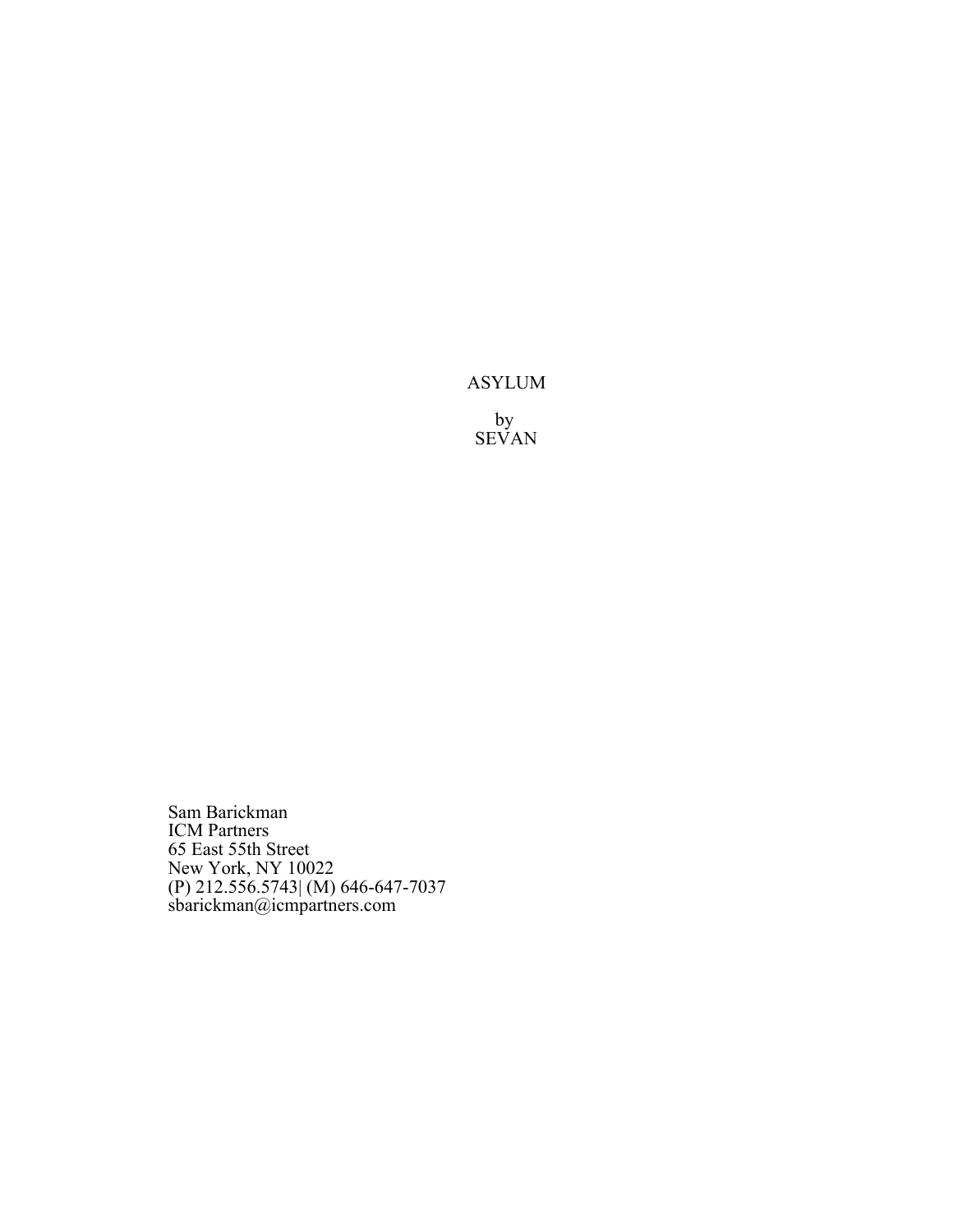# ASYLUM

by
SEVAN

Sam Barickman
ICM Partners
65 East 55th Street
New York, NY 10022
(P) 212.556.5743| (M) 646-647-7037
sbarickman@icmpartners.com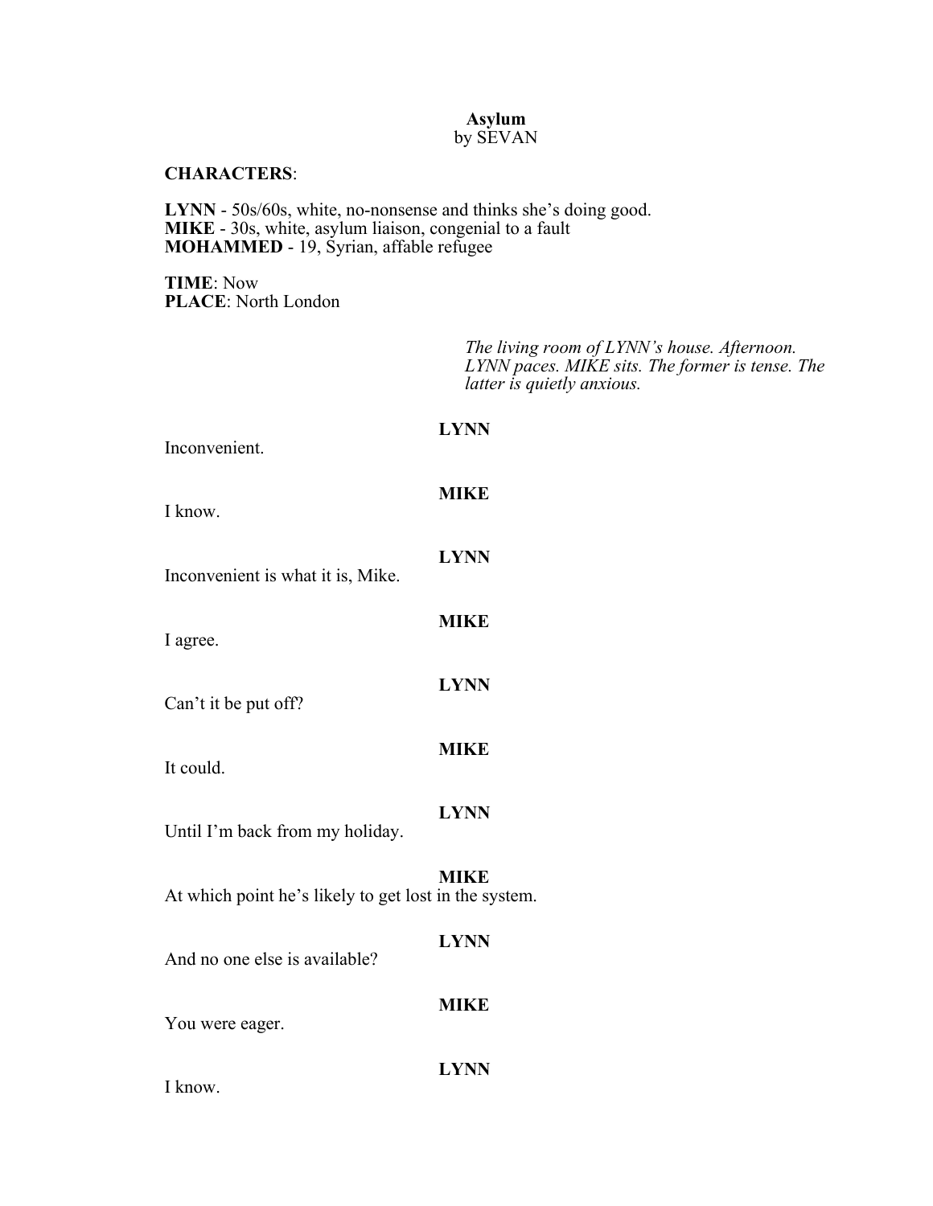**Asylum**
by SEVAN

**CHARACTERS**:

**LYNN** - 50s/60s, white, no-nonsense and thinks she's doing good.
**MIKE** - 30s, white, asylum liaison, congenial to a fault
**MOHAMMED** - 19, Syrian, affable refugee

**TIME**: Now
**PLACE**: North London

*The living room of LYNN's house. Afternoon. LYNN paces. MIKE sits. The former is tense. The latter is quietly anxious.*

**LYNN**
Inconvenient.

**MIKE**
I know.

**LYNN**
Inconvenient is what it is, Mike.

**MIKE**
I agree.

**LYNN**
Can't it be put off?

**MIKE**
It could.

**LYNN**
Until I'm back from my holiday.

**MIKE**
At which point he's likely to get lost in the system.

**LYNN**
And no one else is available?

**MIKE**
You were eager.

**LYNN**
I know.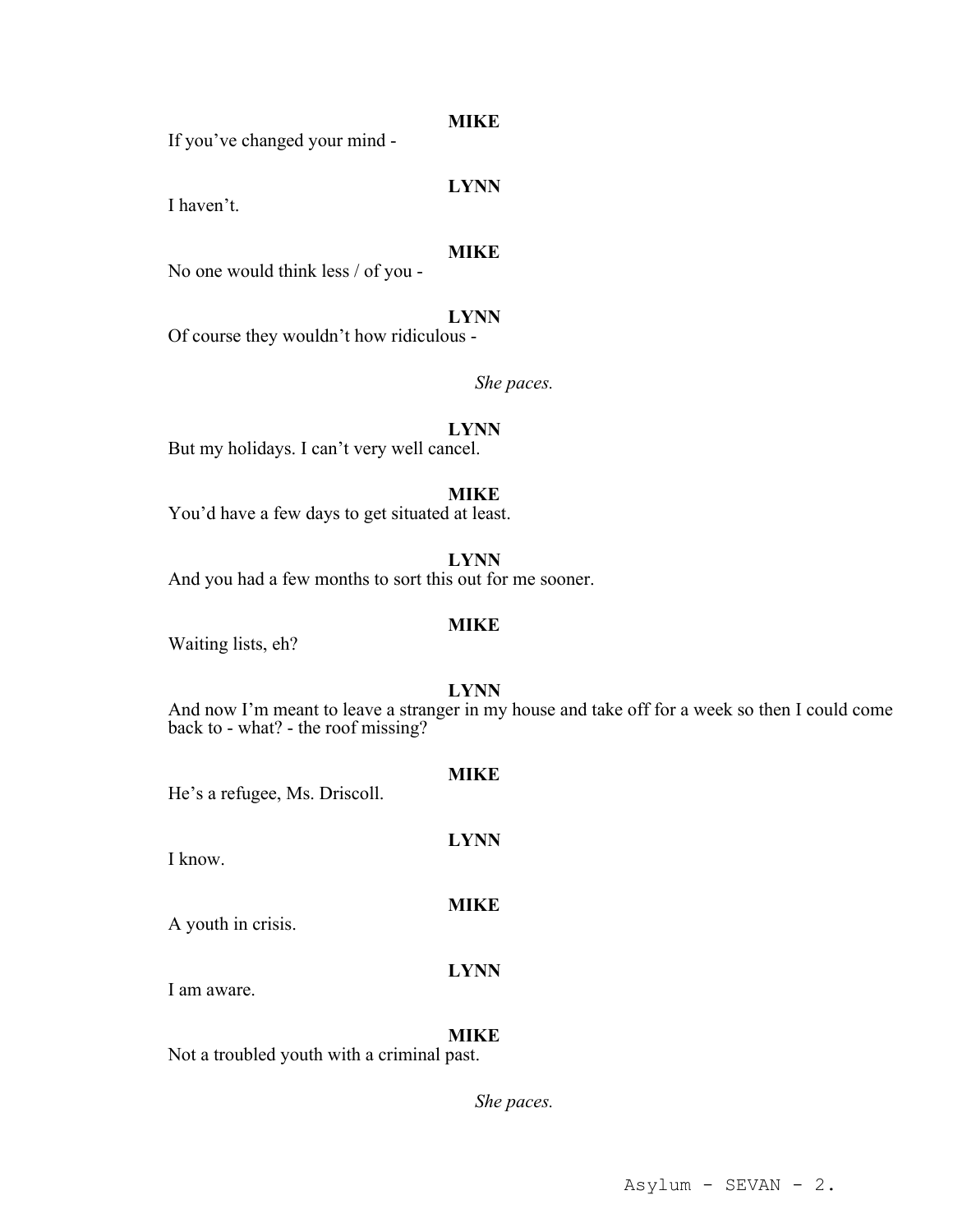**MIKE**

If you've changed your mind -

**LYNN**

I haven't.

**MIKE**

No one would think less / of you -

**LYNN**

Of course they wouldn't how ridiculous -

*She paces.*

**LYNN**

But my holidays. I can't very well cancel.

**MIKE**

You'd have a few days to get situated at least.

**LYNN**

And you had a few months to sort this out for me sooner.

**MIKE**

Waiting lists, eh?

**LYNN**

And now I'm meant to leave a stranger in my house and take off for a week so then I could come back to - what? - the roof missing?

**MIKE**

He's a refugee, Ms. Driscoll.

**LYNN**

I know.

**MIKE**

A youth in crisis.

**LYNN**

I am aware.

**MIKE**

Not a troubled youth with a criminal past.

*She paces.*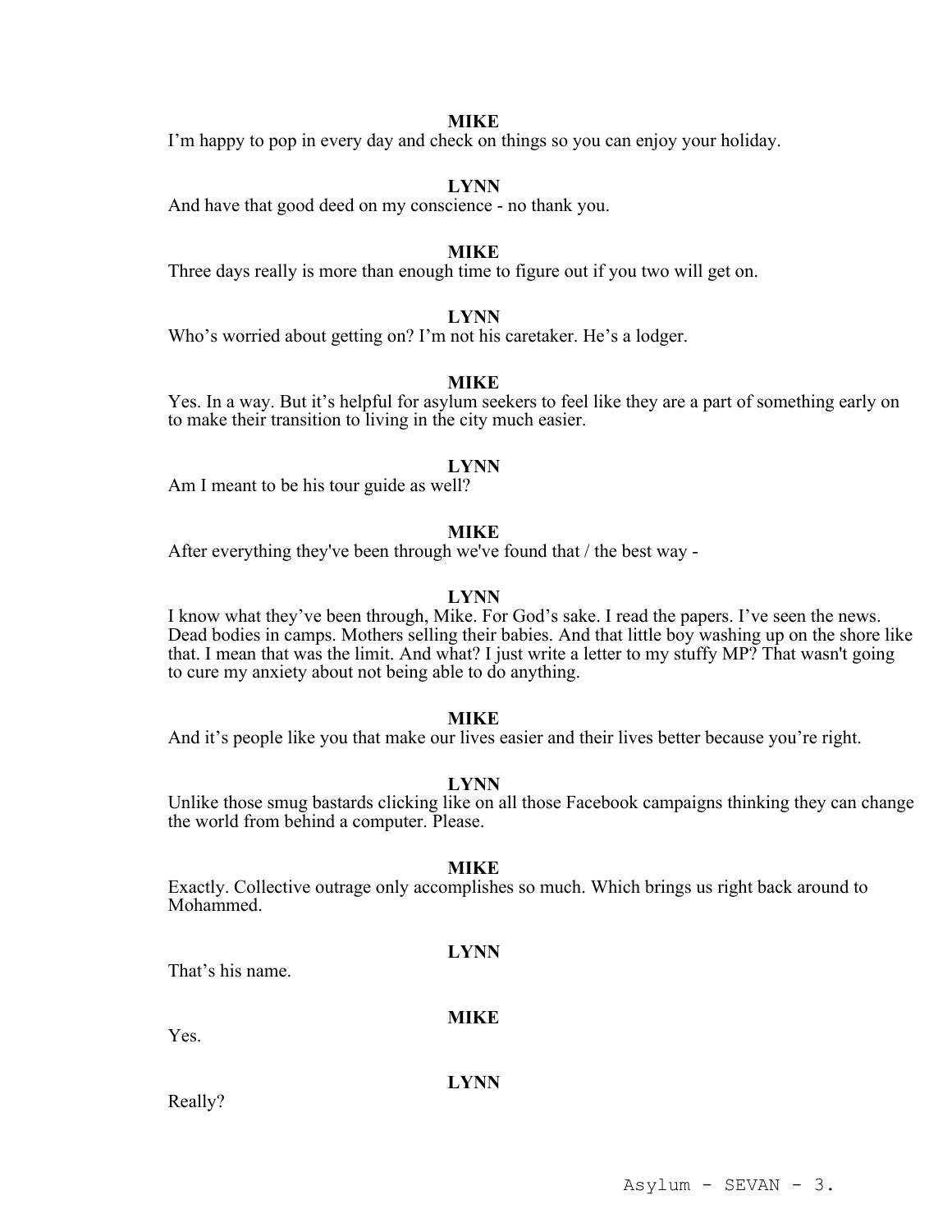**MIKE**

I'm happy to pop in every day and check on things so you can enjoy your holiday.

**LYNN**

And have that good deed on my conscience - no thank you.

**MIKE**

Three days really is more than enough time to figure out if you two will get on.

**LYNN**

Who's worried about getting on? I'm not his caretaker. He's a lodger.

**MIKE**

Yes. In a way. But it's helpful for asylum seekers to feel like they are a part of something early on to make their transition to living in the city much easier.

**LYNN**

Am I meant to be his tour guide as well?

**MIKE**

After everything they've been through we've found that / the best way -

**LYNN**

I know what they've been through, Mike. For God's sake. I read the papers. I've seen the news. Dead bodies in camps. Mothers selling their babies. And that little boy washing up on the shore like that. I mean that was the limit. And what? I just write a letter to my stuffy MP? That wasn't going to cure my anxiety about not being able to do anything.

**MIKE**

And it's people like you that make our lives easier and their lives better because you're right.

**LYNN**

Unlike those smug bastards clicking like on all those Facebook campaigns thinking they can change the world from behind a computer. Please.

**MIKE**

Exactly. Collective outrage only accomplishes so much. Which brings us right back around to Mohammed.

**LYNN**

That's his name.

**MIKE**

Yes.

**LYNN**

Really?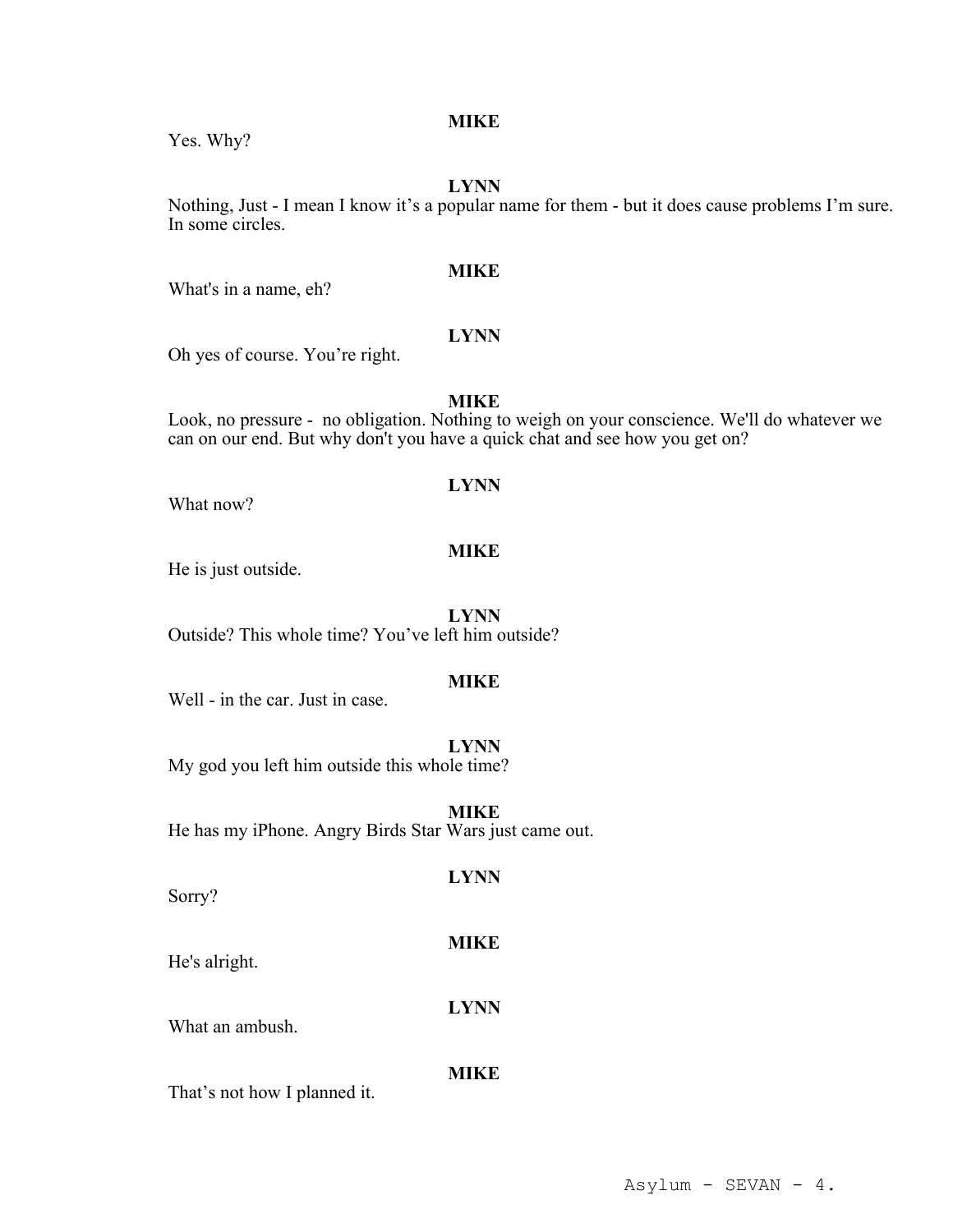**MIKE**

Yes. Why?

**LYNN**

Nothing, Just - I mean I know it's a popular name for them - but it does cause problems I'm sure. In some circles.

**MIKE**

What's in a name, eh?

**LYNN**

Oh yes of course. You're right.

**MIKE**

Look, no pressure - no obligation. Nothing to weigh on your conscience. We'll do whatever we can on our end. But why don't you have a quick chat and see how you get on?

**LYNN**

What now?

**MIKE**

He is just outside.

**LYNN**

Outside? This whole time? You've left him outside?

**MIKE**

Well - in the car. Just in case.

**LYNN**

My god you left him outside this whole time?

**MIKE**

He has my iPhone. Angry Birds Star Wars just came out.

**LYNN**

Sorry?

**MIKE**

He's alright.

**LYNN**

What an ambush.

**MIKE**

That's not how I planned it.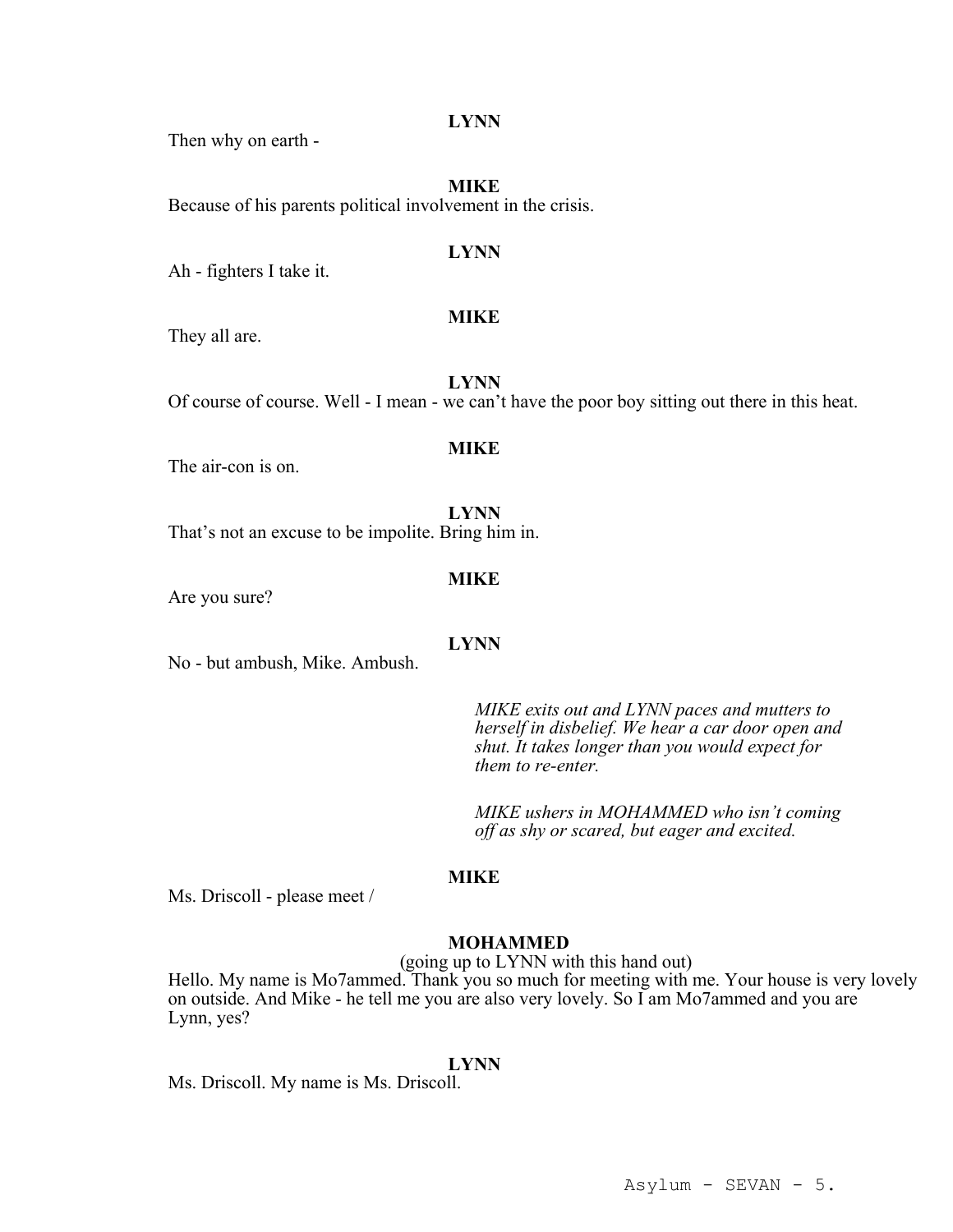**LYNN**

Then why on earth -

**MIKE**

Because of his parents political involvement in the crisis.

**LYNN**

Ah - fighters I take it.

**MIKE**

They all are.

**LYNN**

Of course of course. Well - I mean - we can't have the poor boy sitting out there in this heat.

**MIKE**

The air-con is on.

**LYNN**

That's not an excuse to be impolite. Bring him in.

**MIKE**

Are you sure?

**LYNN**

No - but ambush, Mike. Ambush.

*MIKE exits out and LYNN paces and mutters to herself in disbelief. We hear a car door open and shut. It takes longer than you would expect for them to re-enter.*

*MIKE ushers in MOHAMMED who isn't coming off as shy or scared, but eager and excited.*

**MIKE**

Ms. Driscoll - please meet /

**MOHAMMED**

(going up to LYNN with this hand out)

Hello. My name is Mo7ammed. Thank you so much for meeting with me. Your house is very lovely on outside. And Mike - he tell me you are also very lovely. So I am Mo7ammed and you are Lynn, yes?

**LYNN**

Ms. Driscoll. My name is Ms. Driscoll.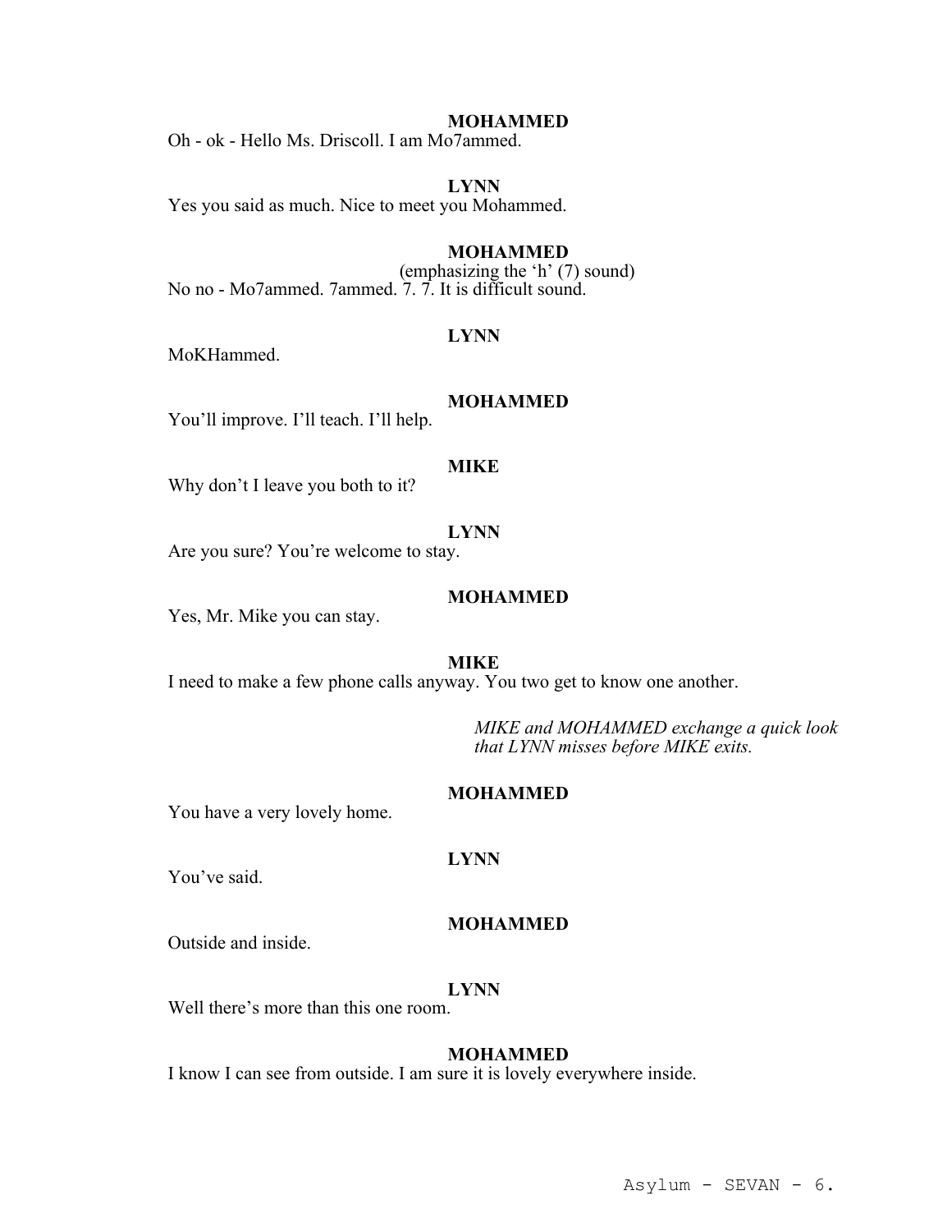**MOHAMMED**
Oh - ok - Hello Ms. Driscoll. I am Mo7ammed.

**LYNN**
Yes you said as much. Nice to meet you Mohammed.

**MOHAMMED**
(emphasizing the 'h' (7) sound)
No no - Mo7ammed. 7ammed. 7. 7. It is difficult sound.

**LYNN**
MoKHammed.

**MOHAMMED**
You'll improve. I'll teach. I'll help.

**MIKE**
Why don't I leave you both to it?

**LYNN**
Are you sure? You're welcome to stay.

**MOHAMMED**
Yes, Mr. Mike you can stay.

**MIKE**
I need to make a few phone calls anyway. You two get to know one another.

*MIKE and MOHAMMED exchange a quick look that LYNN misses before MIKE exits.*

**MOHAMMED**
You have a very lovely home.

**LYNN**
You've said.

**MOHAMMED**
Outside and inside.

**LYNN**
Well there's more than this one room.

**MOHAMMED**
I know I can see from outside. I am sure it is lovely everywhere inside.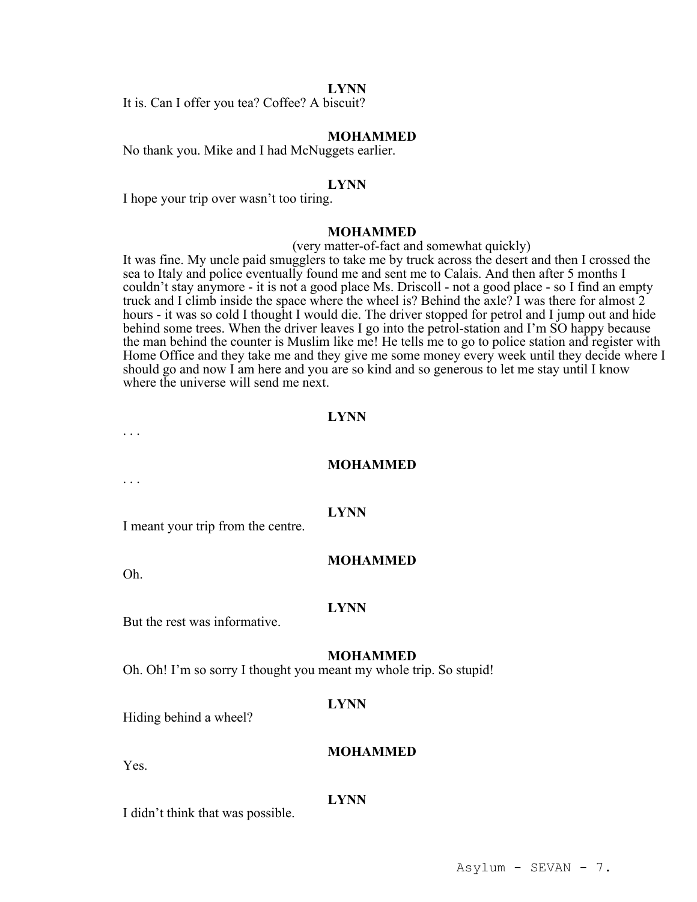**LYNN**

It is. Can I offer you tea? Coffee? A biscuit?

**MOHAMMED**

No thank you. Mike and I had McNuggets earlier.

**LYNN**

I hope your trip over wasn't too tiring.

**MOHAMMED**

(very matter-of-fact and somewhat quickly)

It was fine. My uncle paid smugglers to take me by truck across the desert and then I crossed the sea to Italy and police eventually found me and sent me to Calais. And then after 5 months I couldn't stay anymore - it is not a good place Ms. Driscoll - not a good place - so I find an empty truck and I climb inside the space where the wheel is? Behind the axle? I was there for almost 2 hours - it was so cold I thought I would die. The driver stopped for petrol and I jump out and hide behind some trees. When the driver leaves I go into the petrol-station and I'm SO happy because the man behind the counter is Muslim like me! He tells me to go to police station and register with Home Office and they take me and they give me some money every week until they decide where I should go and now I am here and you are so kind and so generous to let me stay until I know where the universe will send me next.

**LYNN**

. . .

**MOHAMMED**

. . .

**LYNN**

I meant your trip from the centre.

**MOHAMMED**

Oh.

**LYNN**

But the rest was informative.

**MOHAMMED**

Oh. Oh! I'm so sorry I thought you meant my whole trip. So stupid!

**LYNN**

Hiding behind a wheel?

**MOHAMMED**

Yes.

**LYNN**

I didn't think that was possible.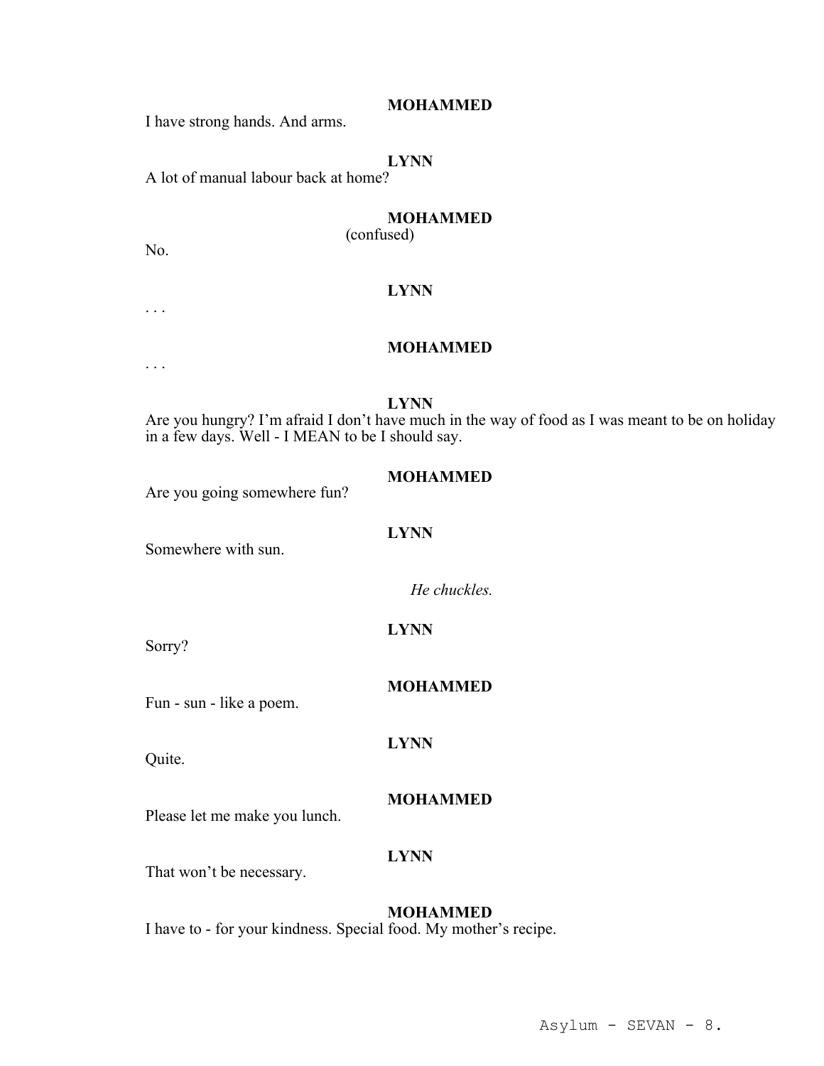**MOHAMMED**

I have strong hands. And arms.

**LYNN**

A lot of manual labour back at home?

**MOHAMMED**

(confused)

No.

**LYNN**

. . .

**MOHAMMED**

. . .

**LYNN**

Are you hungry? I'm afraid I don't have much in the way of food as I was meant to be on holiday in a few days. Well - I MEAN to be I should say.

**MOHAMMED**

Are you going somewhere fun?

**LYNN**

Somewhere with sun.

*He chuckles.*

**LYNN**

Sorry?

**MOHAMMED**

Fun - sun - like a poem.

**LYNN**

Quite.

**MOHAMMED**

Please let me make you lunch.

**LYNN**

That won't be necessary.

**MOHAMMED**

I have to - for your kindness. Special food. My mother's recipe.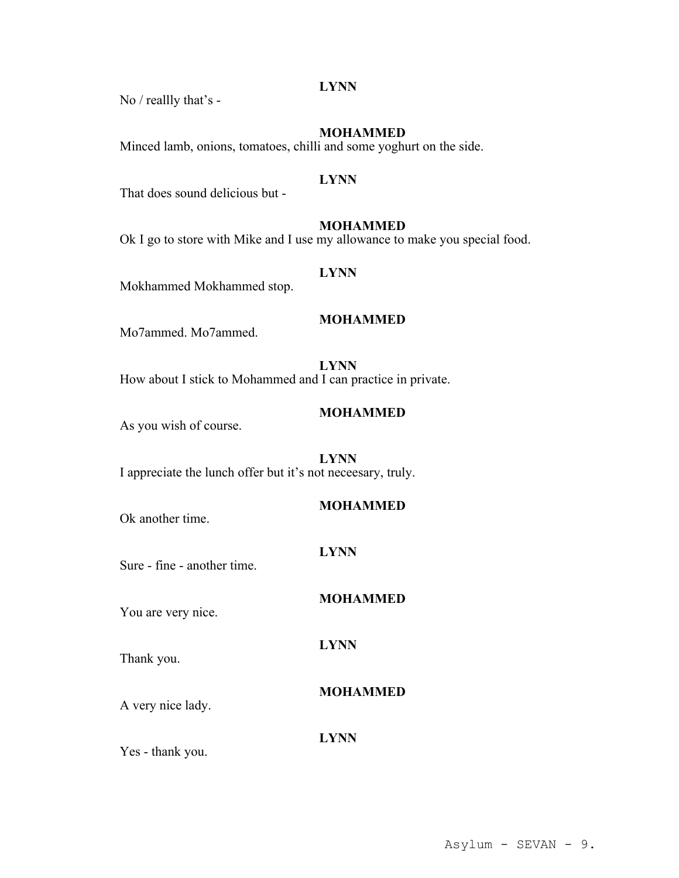**LYNN**

No / reallly that's -

**MOHAMMED**

Minced lamb, onions, tomatoes, chilli and some yoghurt on the side.

**LYNN**

That does sound delicious but -

**MOHAMMED**

Ok I go to store with Mike and I use my allowance to make you special food.

**LYNN**

Mokhammed Mokhammed stop.

**MOHAMMED**

Mo7ammed. Mo7ammed.

**LYNN**

How about I stick to Mohammed and I can practice in private.

**MOHAMMED**

As you wish of course.

**LYNN**

I appreciate the lunch offer but it's not neceesary, truly.

**MOHAMMED**

Ok another time.

**LYNN**

Sure - fine - another time.

**MOHAMMED**

You are very nice.

**LYNN**

Thank you.

**MOHAMMED**

A very nice lady.

**LYNN**

Yes - thank you.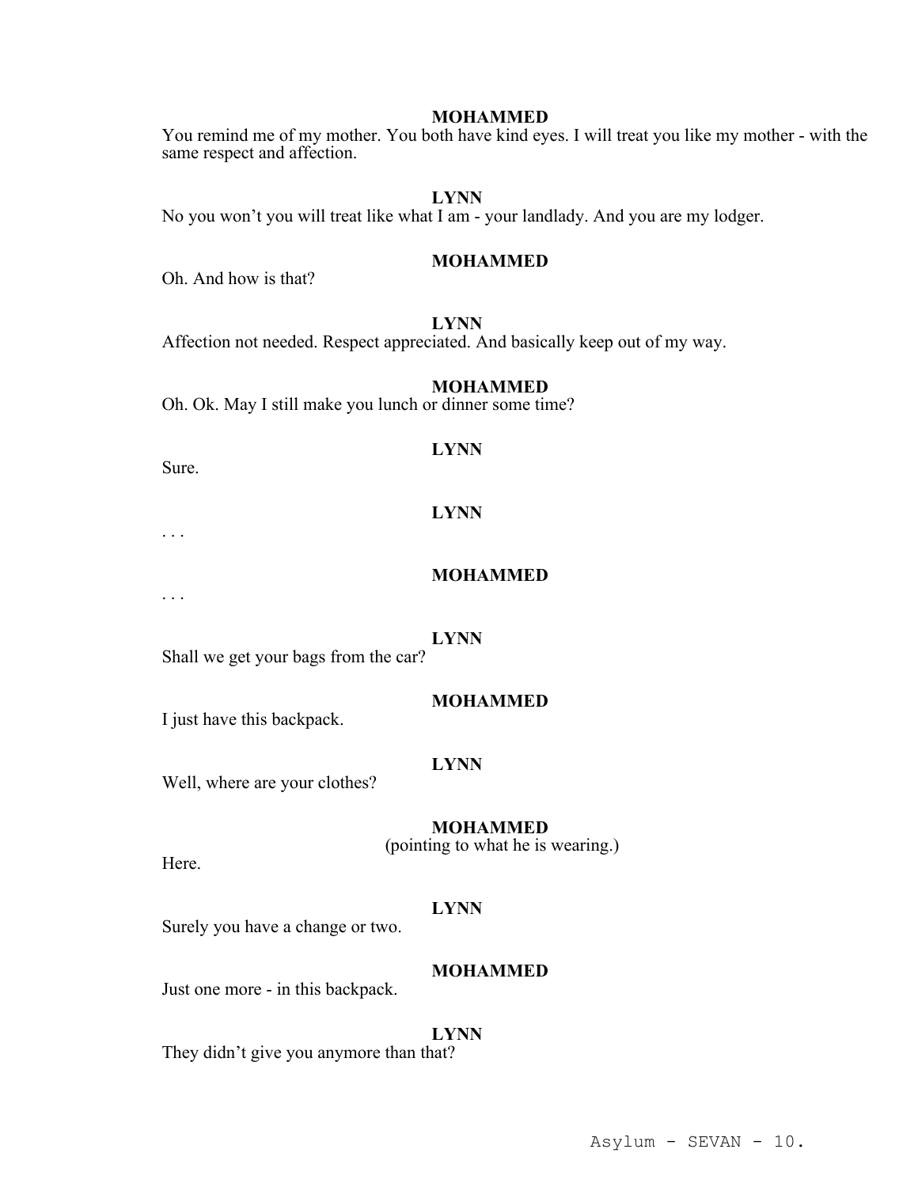**MOHAMMED**

You remind me of my mother. You both have kind eyes. I will treat you like my mother - with the same respect and affection.

**LYNN**

No you won't you will treat like what I am - your landlady. And you are my lodger.

**MOHAMMED**

Oh. And how is that?

**LYNN**

Affection not needed. Respect appreciated. And basically keep out of my way.

**MOHAMMED**

Oh. Ok. May I still make you lunch or dinner some time?

**LYNN**

Sure.

**LYNN**

. . .

**MOHAMMED**

. . .

**LYNN**

Shall we get your bags from the car?

**MOHAMMED**

I just have this backpack.

**LYNN**

Well, where are your clothes?

**MOHAMMED**
(pointing to what he is wearing.)

Here.

**LYNN**

Surely you have a change or two.

**MOHAMMED**

Just one more - in this backpack.

**LYNN**

They didn't give you anymore than that?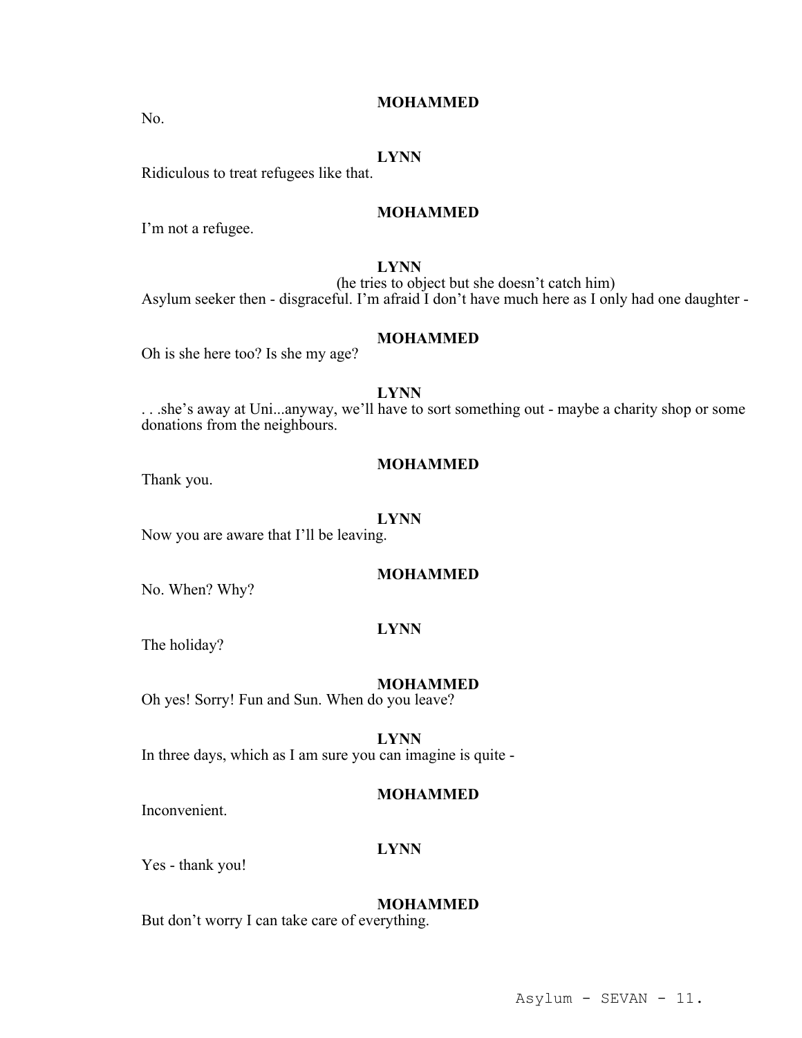**MOHAMMED**

No.

**LYNN**

Ridiculous to treat refugees like that.

**MOHAMMED**

I'm not a refugee.

**LYNN**

(he tries to object but she doesn't catch him)

Asylum seeker then - disgraceful. I'm afraid I don't have much here as I only had one daughter -

**MOHAMMED**

Oh is she here too? Is she my age?

**LYNN**

. . .she's away at Uni...anyway, we'll have to sort something out - maybe a charity shop or some donations from the neighbours.

**MOHAMMED**

Thank you.

**LYNN**

Now you are aware that I'll be leaving.

**MOHAMMED**

No. When? Why?

**LYNN**

The holiday?

**MOHAMMED**

Oh yes! Sorry! Fun and Sun. When do you leave?

**LYNN**

In three days, which as I am sure you can imagine is quite -

**MOHAMMED**

Inconvenient.

**LYNN**

Yes - thank you!

**MOHAMMED**

But don't worry I can take care of everything.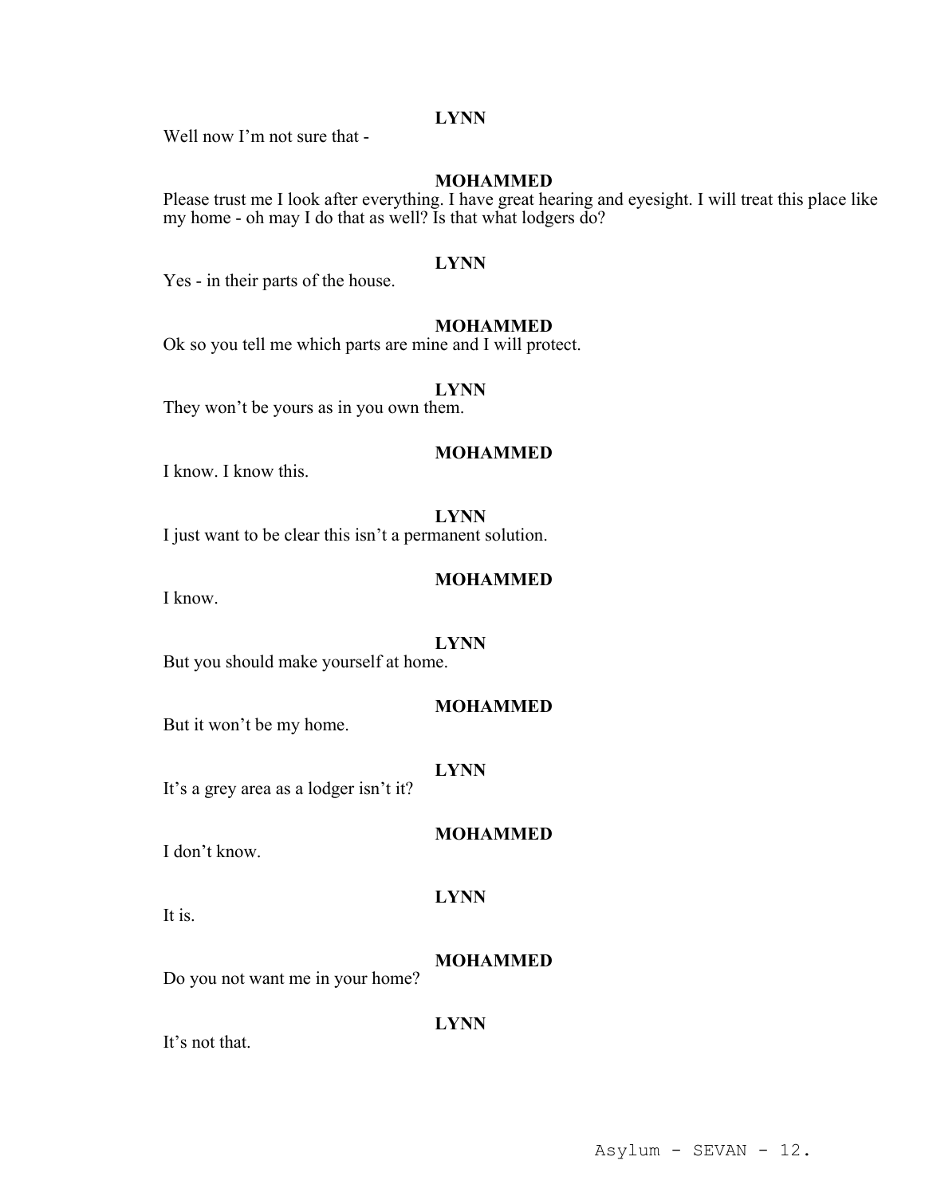**LYNN**

Well now I'm not sure that -

**MOHAMMED**

Please trust me I look after everything. I have great hearing and eyesight. I will treat this place like my home - oh may I do that as well? Is that what lodgers do?

**LYNN**

Yes - in their parts of the house.

**MOHAMMED**

Ok so you tell me which parts are mine and I will protect.

**LYNN**

They won't be yours as in you own them.

**MOHAMMED**

I know. I know this.

**LYNN**

I just want to be clear this isn't a permanent solution.

**MOHAMMED**

I know.

**LYNN**

But you should make yourself at home.

**MOHAMMED**

But it won't be my home.

**LYNN**

It's a grey area as a lodger isn't it?

**MOHAMMED**

I don't know.

**LYNN**

It is.

**MOHAMMED**

Do you not want me in your home?

**LYNN**

It's not that.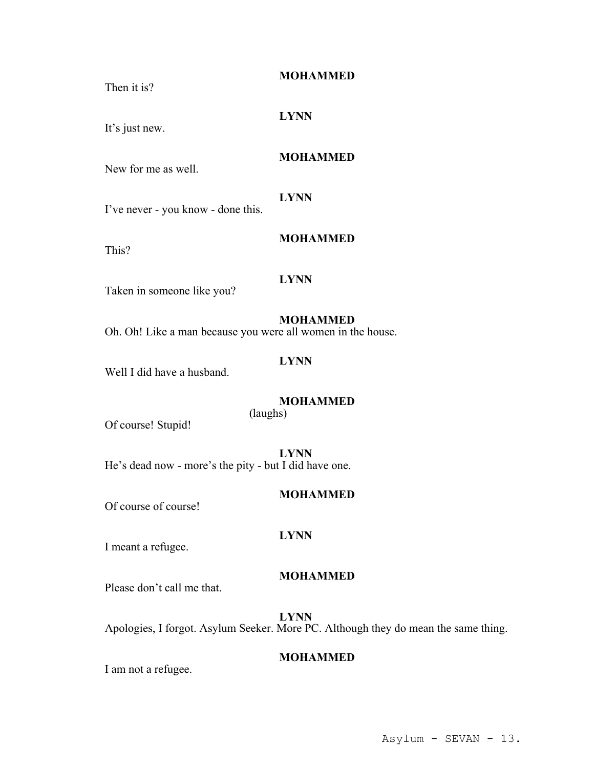**MOHAMMED**

Then it is?

**LYNN**

It's just new.

**MOHAMMED**

New for me as well.

**LYNN**

I've never - you know - done this.

**MOHAMMED**

This?

**LYNN**

Taken in someone like you?

**MOHAMMED**

Oh. Oh! Like a man because you were all women in the house.

**LYNN**

Well I did have a husband.

**MOHAMMED**

(laughs)

Of course! Stupid!

**LYNN**

He's dead now - more's the pity - but I did have one.

**MOHAMMED**

Of course of course!

**LYNN**

I meant a refugee.

**MOHAMMED**

Please don't call me that.

**LYNN**

Apologies, I forgot. Asylum Seeker. More PC. Although they do mean the same thing.

**MOHAMMED**

I am not a refugee.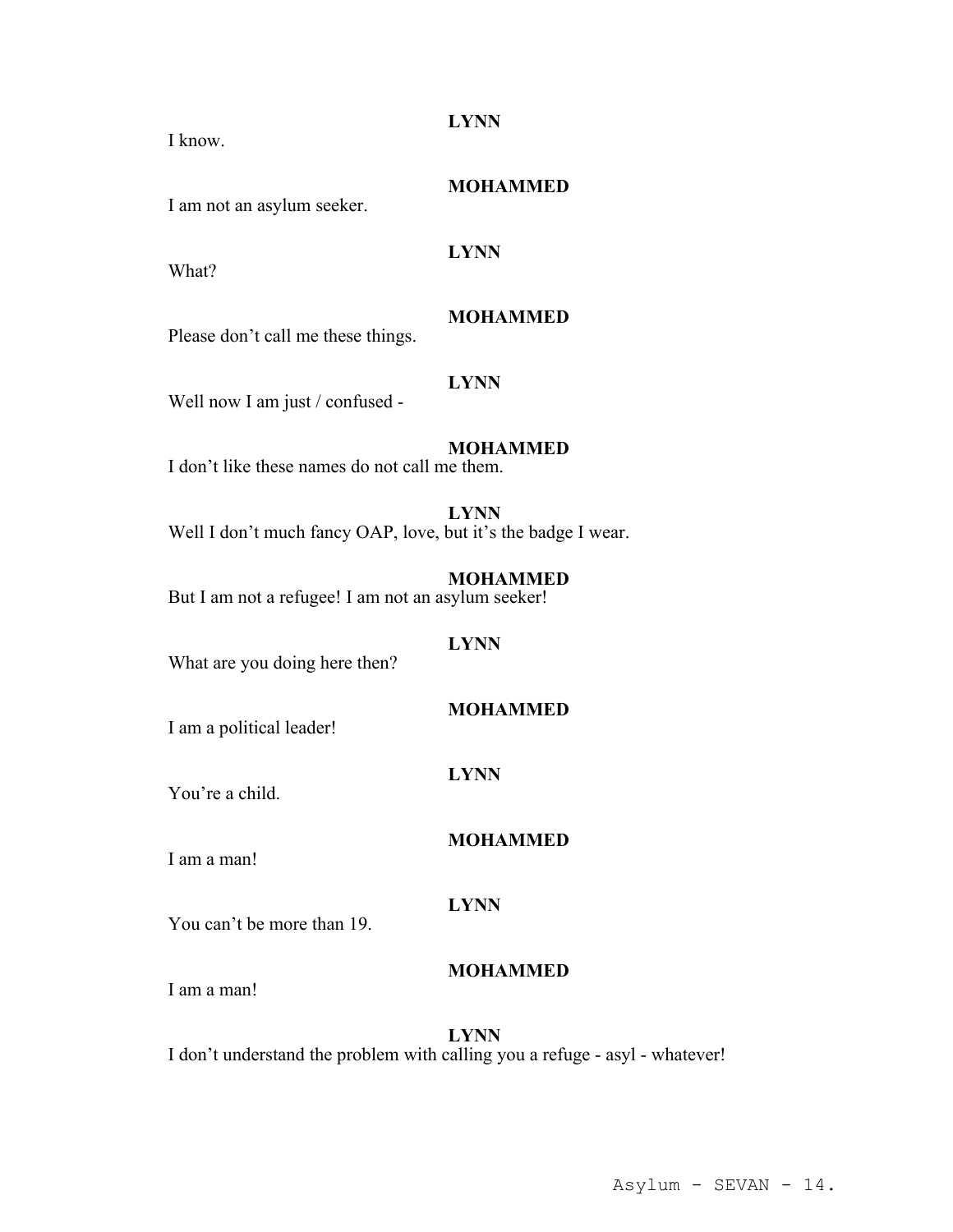**LYNN**

I know.

**MOHAMMED**

I am not an asylum seeker.

**LYNN**

What?

**MOHAMMED**

Please don't call me these things.

**LYNN**

Well now I am just / confused -

**MOHAMMED**

I don't like these names do not call me them.

**LYNN**

Well I don't much fancy OAP, love, but it's the badge I wear.

**MOHAMMED**

But I am not a refugee! I am not an asylum seeker!

**LYNN**

What are you doing here then?

**MOHAMMED**

I am a political leader!

**LYNN**

You're a child.

**MOHAMMED**

I am a man!

**LYNN**

You can't be more than 19.

**MOHAMMED**

I am a man!

**LYNN**

I don't understand the problem with calling you a refuge - asyl - whatever!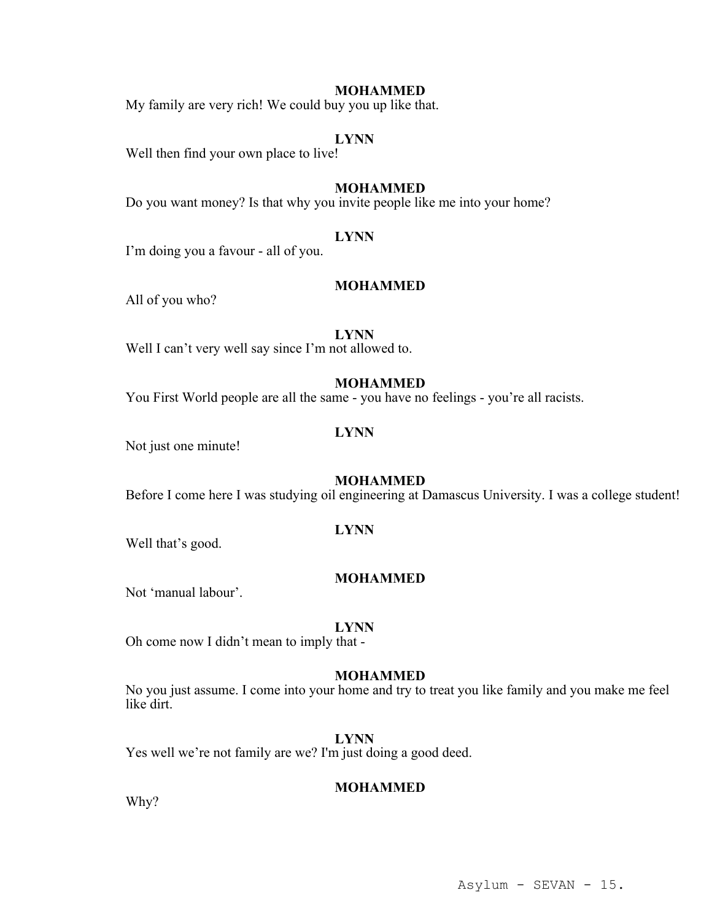**MOHAMMED**

My family are very rich! We could buy you up like that.

**LYNN**

Well then find your own place to live!

**MOHAMMED**

Do you want money? Is that why you invite people like me into your home?

**LYNN**

I'm doing you a favour - all of you.

**MOHAMMED**

All of you who?

**LYNN**

Well I can't very well say since I'm not allowed to.

**MOHAMMED**

You First World people are all the same - you have no feelings - you're all racists.

**LYNN**

Not just one minute!

**MOHAMMED**

Before I come here I was studying oil engineering at Damascus University. I was a college student!

**LYNN**

Well that's good.

**MOHAMMED**

Not 'manual labour'.

**LYNN**

Oh come now I didn't mean to imply that -

**MOHAMMED**

No you just assume. I come into your home and try to treat you like family and you make me feel like dirt.

**LYNN**

Yes well we're not family are we? I'm just doing a good deed.

**MOHAMMED**

Why?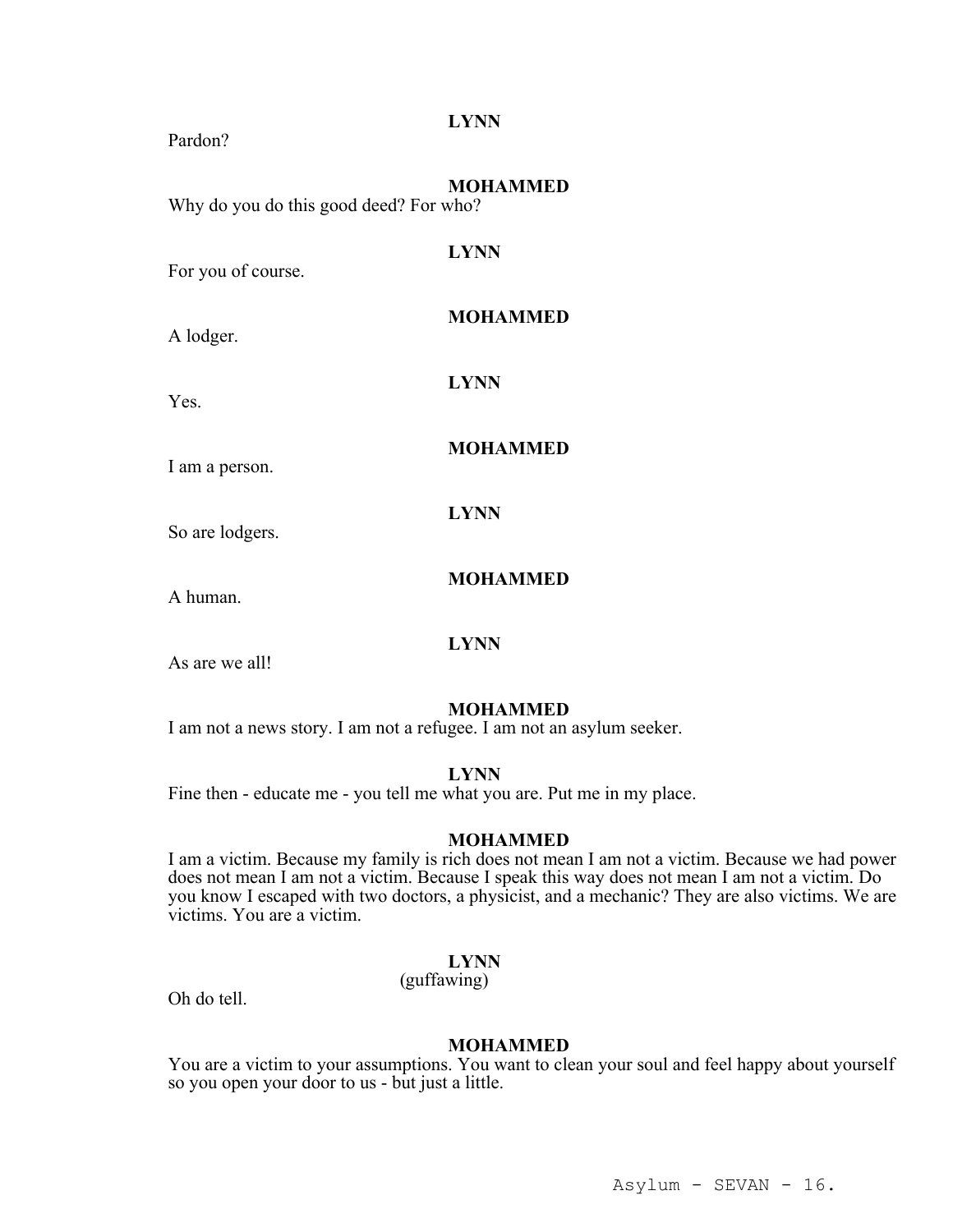**LYNN**

Pardon?

**MOHAMMED**

Why do you do this good deed? For who?

**LYNN**

For you of course.

**MOHAMMED**

A lodger.

**LYNN**

Yes.

**MOHAMMED**

I am a person.

**LYNN**

So are lodgers.

**MOHAMMED**

A human.

**LYNN**

As are we all!

**MOHAMMED**

I am not a news story. I am not a refugee. I am not an asylum seeker.

**LYNN**

Fine then - educate me - you tell me what you are. Put me in my place.

**MOHAMMED**

I am a victim. Because my family is rich does not mean I am not a victim. Because we had power does not mean I am not a victim. Because I speak this way does not mean I am not a victim. Do you know I escaped with two doctors, a physicist, and a mechanic? They are also victims. We are victims. You are a victim.

**LYNN**

(guffawing)

Oh do tell.

**MOHAMMED**

You are a victim to your assumptions. You want to clean your soul and feel happy about yourself so you open your door to us - but just a little.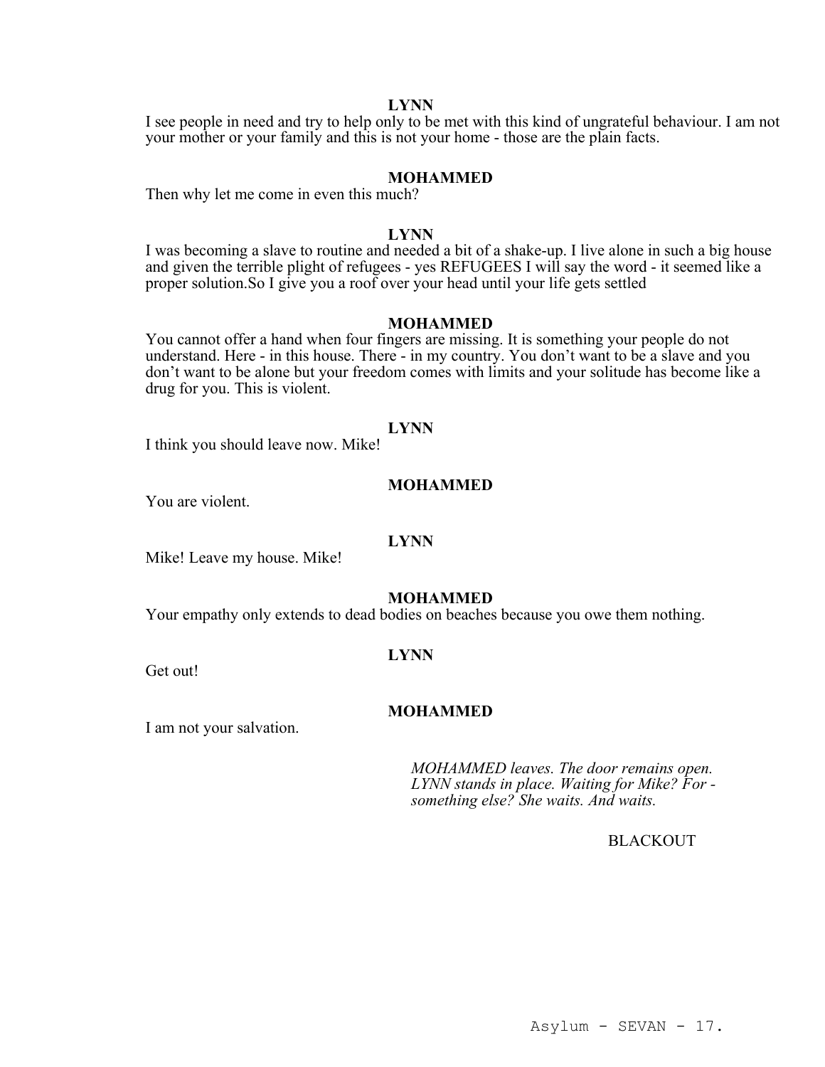**LYNN**

I see people in need and try to help only to be met with this kind of ungrateful behaviour. I am not your mother or your family and this is not your home - those are the plain facts.

**MOHAMMED**

Then why let me come in even this much?

**LYNN**

I was becoming a slave to routine and needed a bit of a shake-up. I live alone in such a big house and given the terrible plight of refugees - yes REFUGEES I will say the word - it seemed like a proper solution.So I give you a roof over your head until your life gets settled

**MOHAMMED**

You cannot offer a hand when four fingers are missing. It is something your people do not understand. Here - in this house. There - in my country. You don't want to be a slave and you don't want to be alone but your freedom comes with limits and your solitude has become like a drug for you. This is violent.

**LYNN**

I think you should leave now. Mike!

**MOHAMMED**

You are violent.

**LYNN**

Mike! Leave my house. Mike!

**MOHAMMED**

Your empathy only extends to dead bodies on beaches because you owe them nothing.

**LYNN**

Get out!

**MOHAMMED**

I am not your salvation.

*MOHAMMED leaves. The door remains open. LYNN stands in place. Waiting for Mike? For - something else? She waits. And waits.*

BLACKOUT